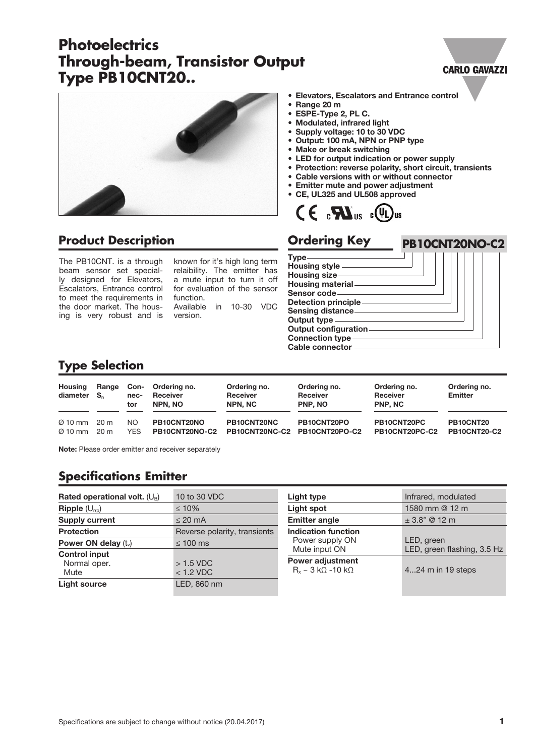# Photoelectrics Through-beam, Transistor Output Type PB10CNT20..

- Elevators, Escalators and Entrance control
- Range 20 m
- ESPE-Type 2, PL C.
- Modulated, infrared light
- Supply voltage: 10 to 30 VDC
- Output: 100 mA, NPN or PNP type
- Make or break switching
- LED for output indication or power supply
- Protection: reverse polarity, short circuit, transients
- Cable versions with or without connector
- Emitter mute and power adjustment
- CE, UL325 and UL508 approved

## Product Description

The PB10CNT. is a through beam sensor set specially designed for Elevators, Escalators, Entrance control to meet the requirements in the door market. The housing is very robust and is known for it's high long term relaibility. The emitter has a mute input to turn it off for evaluation of the sensor function.
Available in 10-30 VDC version.

## Ordering Key

**PB10CNT20NO-C2**

- Type
- Housing style
- Housing size
- Housing material
- Sensor code
- Detection principle
- Sensing distance
- Output type
- Output configuration
- Connection type
- Cable connector

## Type Selection

| Housing diameter | Range $S_n$ | Connector | Ordering no. Receiver NPN, NO | Ordering no. Receiver NPN, NC | Ordering no. Receiver PNP, NO | Ordering no. Receiver PNP, NC | Ordering no. Emitter |
|---|---|---|---|---|---|---|---|
| Ø 10 mm | 20 m | NO | PB10CNT20NO | PB10CNT20NC | PB10CNT20PO | PB10CNT20PC | PB10CNT20 |
| Ø 10 mm | 20 m | YES | PB10CNT20NO-C2 | PB10CNT20NC-C2 | PB10CNT20PO-C2 | PB10CNT20PC-C2 | PB10CNT20-C2 |

**Note:** Please order emitter and receiver separately

## Specifications Emitter

| | |
|---|---|
| **Rated operational volt.** ($U_B$) | 10 to 30 VDC |
| **Ripple** ($U_{rrp}$) | ≤ 10% |
| **Supply current** | ≤ 20 mA |
| **Protection** | Reverse polarity, transients |
| **Power ON delay** ($t_v$) | ≤ 100 ms |
| **Control input** | |
| Normal oper. | > 1.5 VDC |
| Mute | < 1.2 VDC |
| **Light source** | LED, 860 nm |
| **Light type** | Infrared, modulated |
| **Light spot** | 1580 mm @ 12 m |
| **Emitter angle** | ± 3.8° @ 12 m |
| **Indication function** | |
| Power supply ON | LED, green |
| Mute input ON | LED, green flashing, 3.5 Hz |
| **Power adjustment** | |
| $R_x$ ~ 3 kΩ -10 kΩ | 4...24 m in 19 steps |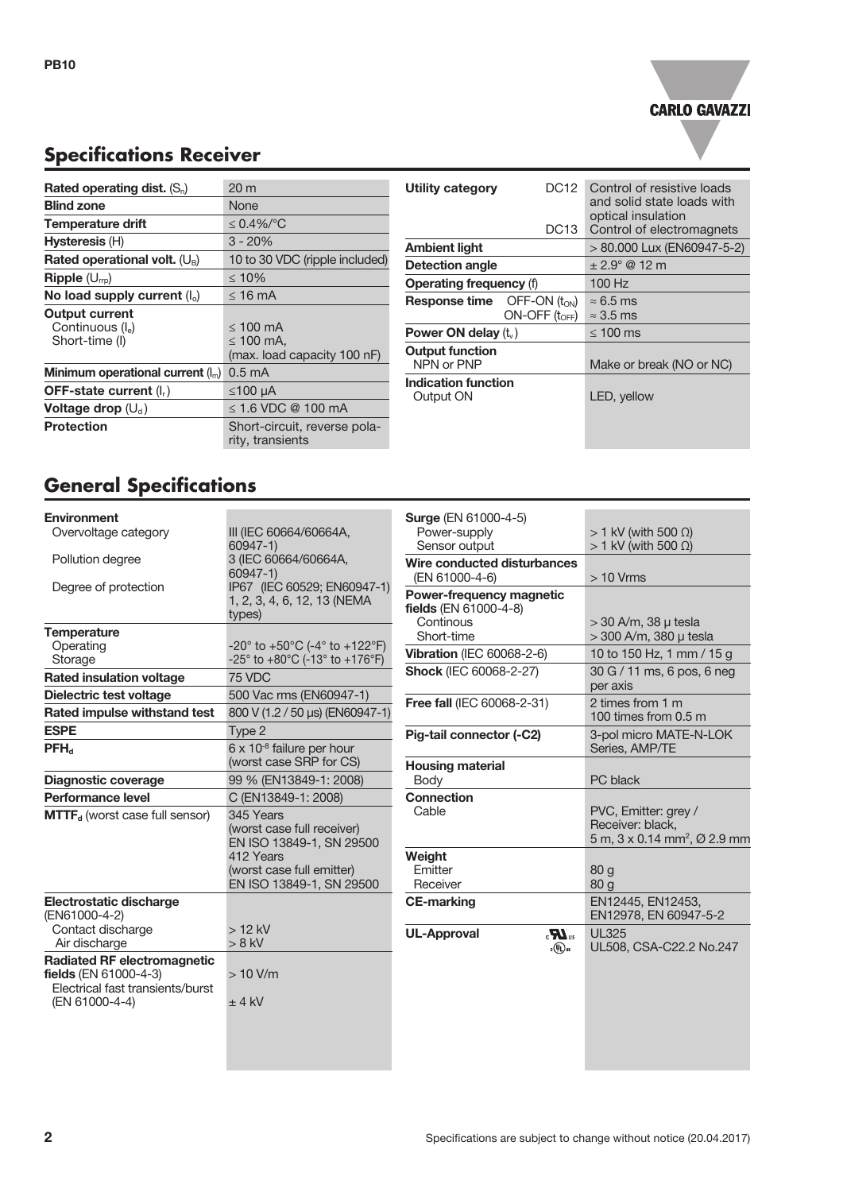## Specifications Receiver

| | |
|---|---|
| **Rated operating dist.** ($S_n$) | 20 m |
| **Blind zone** | None |
| **Temperature drift** | ≤ 0.4%/°C |
| **Hysteresis** (H) | 3 - 20% |
| **Rated operational volt.** ($U_B$) | 10 to 30 VDC (ripple included) |
| **Ripple** ($U_{rpp}$) | ≤ 10% |
| **No load supply current** ($I_o$) | ≤ 16 mA |
| **Output current**<br>Continuous ($I_e$)<br>Short-time (I) | <br>≤ 100 mA<br>≤ 100 mA,<br>(max. load capacity 100 nF) |
| **Minimum operational current** ($I_m$) | 0.5 mA |
| **OFF-state current** ($I_r$) | ≤100 μA |
| **Voltage drop** ($U_d$) | ≤ 1.6 VDC @ 100 mA |
| **Protection** | Short-circuit, reverse polarity, transients |

| | | |
|---|---|---|
| **Utility category** | DC12<br><br>DC13 | Control of resistive loads and solid state loads with optical insulation<br>Control of electromagnets |
| **Ambient light** | | > 80.000 Lux (EN60947-5-2) |
| **Detection angle** | | ± 2.9° @ 12 m |
| **Operating frequency** (f) | | 100 Hz |
| **Response time** | OFF-ON ($t_{ON}$)<br>ON-OFF ($t_{OFF}$) | ≈ 6.5 ms<br>≈ 3.5 ms |
| **Power ON delay** ($t_v$) | | ≤ 100 ms |
| **Output function**<br>NPN or PNP | | <br>Make or break (NO or NC) |
| **Indication function**<br>Output ON | | <br>LED, yellow |

## General Specifications

| | |
|---|---|
| **Environment**<br>Overvoltage category<br><br>Pollution degree<br><br>Degree of protection | <br>III (IEC 60664/60664A, 60947-1)<br>3 (IEC 60664/60664A, 60947-1)<br>IP67 (IEC 60529; EN60947-1) 1, 2, 3, 4, 6, 12, 13 (NEMA types) |
| **Temperature**<br>Operating<br>Storage | <br>-20° to +50°C (-4° to +122°F)<br>-25° to +80°C (-13° to +176°F) |
| **Rated insulation voltage** | 75 VDC |
| **Dielectric test voltage** | 500 Vac rms (EN60947-1) |
| **Rated impulse withstand test** | 800 V (1.2 / 50 μs) (EN60947-1) |
| **ESPE** | Type 2 |
| **$PFH_d$** | 6 x $10^{-8}$ failure per hour (worst case SRP for CS) |
| **Diagnostic coverage** | 99 % (EN13849-1: 2008) |
| **Performance level** | C (EN13849-1: 2008) |
| **$MTTF_d$** (worst case full sensor) | 345 Years (worst case full receiver) EN ISO 13849-1, SN 29500<br>412 Years (worst case full emitter) EN ISO 13849-1, SN 29500 |
| **Electrostatic discharge** (EN61000-4-2)<br>Contact discharge<br>Air discharge | <br><br>> 12 kV<br>> 8 kV |
| **Radiated RF electromagnetic fields** (EN 61000-4-3)<br>Electrical fast transients/burst (EN 61000-4-4) | > 10 V/m<br><br>± 4 kV |

| | |
|---|---|
| **Surge** (EN 61000-4-5)<br>Power-supply<br>Sensor output | <br>> 1 kV (with 500 Ω)<br>> 1 kV (with 500 Ω) |
| **Wire conducted disturbances** (EN 61000-4-6) | > 10 Vrms |
| **Power-frequency magnetic fields** (EN 61000-4-8)<br>Continous<br>Short-time | <br><br>> 30 A/m, 38 μ tesla<br>> 300 A/m, 380 μ tesla |
| **Vibration** (IEC 60068-2-6) | 10 to 150 Hz, 1 mm / 15 g |
| **Shock** (IEC 60068-2-27) | 30 G / 11 ms, 6 pos, 6 neg per axis |
| **Free fall** (IEC 60068-2-31) | 2 times from 1 m<br>100 times from 0.5 m |
| **Pig-tail connector (-C2)** | 3-pol micro MATE-N-LOK Series, AMP/TE |
| **Housing material**<br>Body | <br>PC black |
| **Connection**<br>Cable | <br>PVC, Emitter: grey / Receiver: black, 5 m, 3 x 0.14 mm², Ø 2.9 mm |
| **Weight**<br>Emitter<br>Receiver | <br>80 g<br>80 g |
| **CE-marking** | EN12445, EN12453, EN12978, EN 60947-5-2 |
| **UL-Approval** | UL325<br>UL508, CSA-C22.2 No.247 |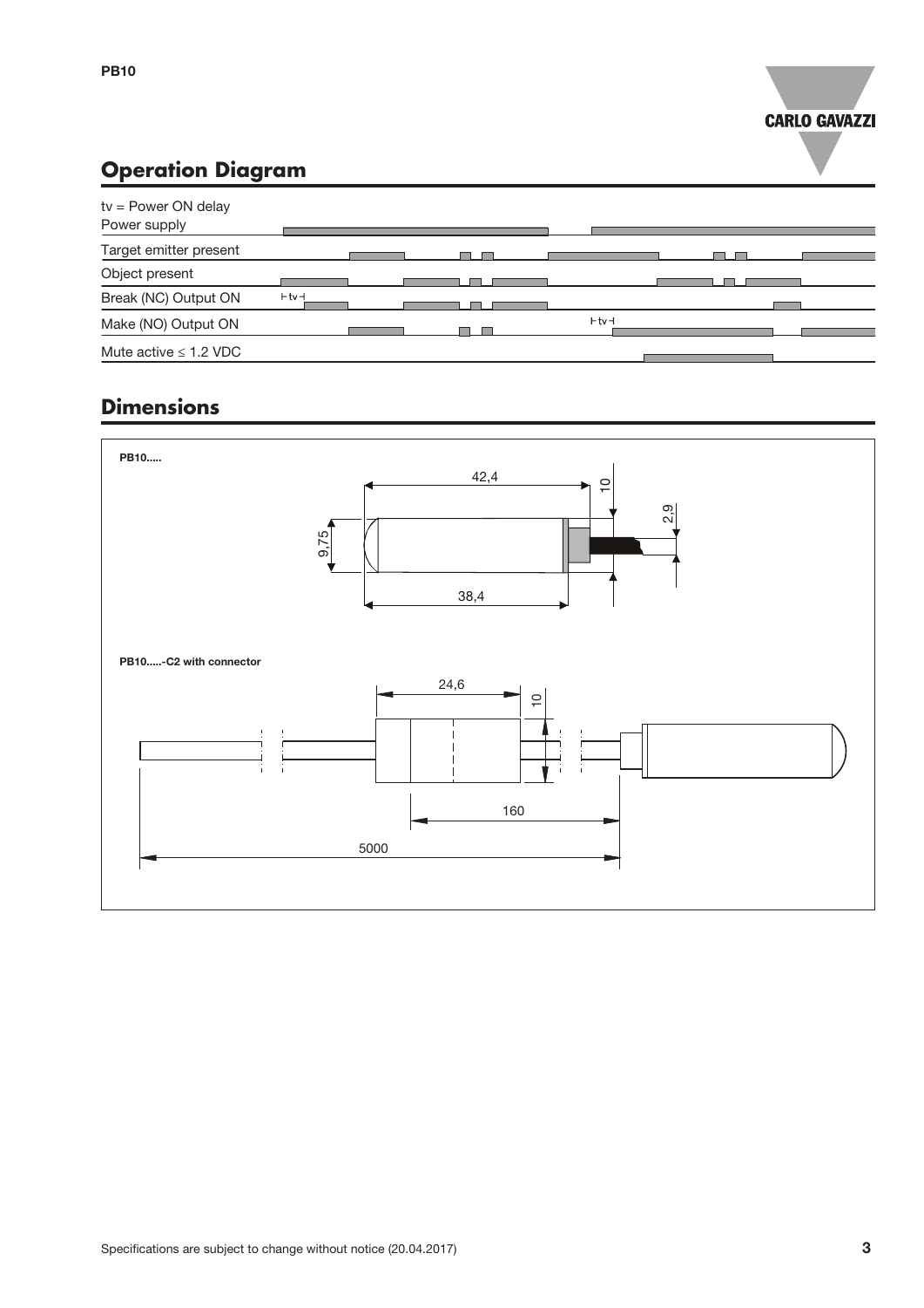## Operation Diagram

tv = Power ON delay

Power supply

Target emitter present

Object present

Break (NC) Output ON

Make (NO) Output ON

Mute active ≤ 1.2 VDC

## Dimensions

PB10.....

42,4

10

2,9

9,75

38,4

PB10.....-C2 with connector

24,6

10

160

5000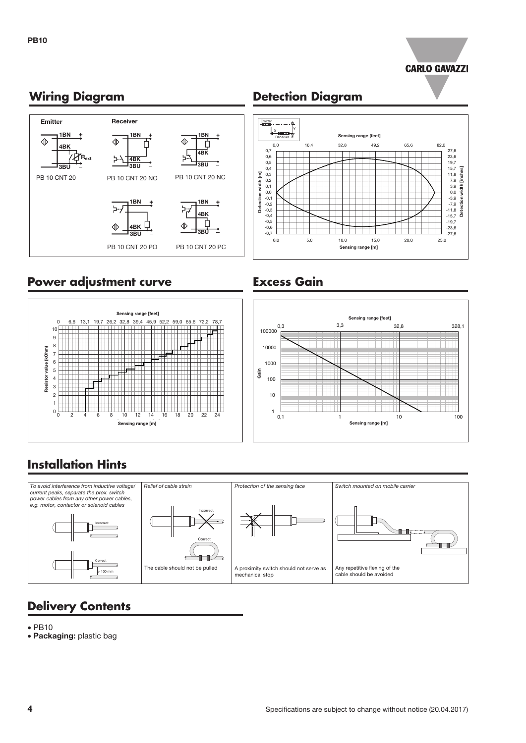## Wiring Diagram

Emitter

1BN +
4BK
$R_{ext}$
3BU –

PB 10 CNT 20

Receiver

1BN +
4BK
3BU –

PB 10 CNT 20 NO

1BN +
4BK
3BU –

PB 10 CNT 20 NC

1BN +
4BK
3BU –

PB 10 CNT 20 PO

1BN +
4BK
3BU –

PB 10 CNT 20 PC

## Detection Diagram

Emitter
Receiver
X
Y

Sensing range [feet]
0,0 16,4 32,8 49,2 65,6 82,0

Detection width [m]
0,7 0,6 0,5 0,4 0,3 0,2 0,1 0,0 -0,1 -0,2 -0,3 -0,4 -0,5 -0,6 -0,7

Detection width [inches]
27,6 23,6 19,7 15,7 11,8 7,9 3,9 0,0 -3,9 -7,9 -11,8 -15,7 -19,7 -23,6 -27,6

Sensing range [m]
0,0 5,0 10,0 15,0 20,0 25,0

## Power adjustment curve

Sensing range [feet]
0 6,6 13,1 19,7 26,2 32,8 39,4 45,9 52,2 59,0 65,6 72,2 78,7

Resistor value (kOhm)
10 9 8 7 6 5 4 3 2 1 0

Sensing range [m]
0 2 4 6 8 10 12 14 16 18 20 22 24

## Excess Gain

Sensing range [feet]
0,3 3,3 32,8 328,1

Gain
100000 10000 1000 100 10 1

Sensing range [m]
0,1 1 10 100

## Installation Hints

*To avoid interference from inductive voltage/ current peaks, separate the prox. switch power cables from any other power cables, e.g. motor, contactor or solenoid cables*

Incorrect

Correct

> 100 mm

*Relief of cable strain*

Incorrect

Correct

The cable should not be pulled

*Protection of the sensing face*

A proximity switch should not serve as mechanical stop

*Switch mounted on mobile carrier*

Any repetitive flexing of the cable should be avoided

## Delivery Contents

- PB10
- **Packaging:** plastic bag